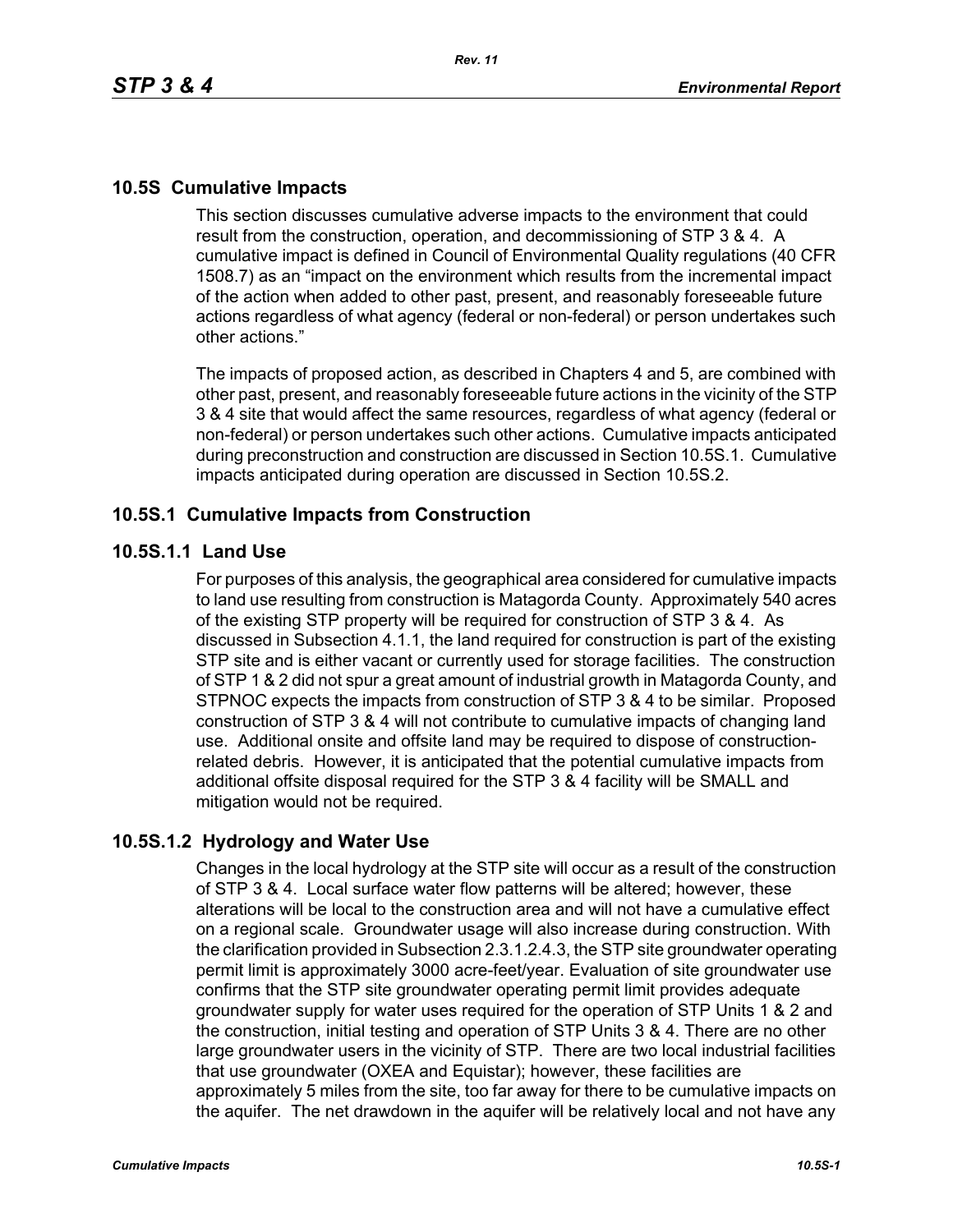## 10.5S Cumulative Impacts

This section discusses cumulative adverse impacts to the environment that could result from the construction, operation, and decommissioning of STP 3 & 4. A cumulative impact is defined in Council of Environmental Quality regulations (40 CFR 1508.7) as an "impact on the environment which results from the incremental impact of the action when added to other past, present, and reasonably foreseeable future actions regardless of what agency (federal or non-federal) or person undertakes such other actions."

The impacts of proposed action, as described in Chapters 4 and 5, are combined with other past, present, and reasonably foreseeable future actions in the vicinity of the STP 3 & 4 site that would affect the same resources, regardless of what agency (federal or non-federal) or person undertakes such other actions. Cumulative impacts anticipated during preconstruction and construction are discussed in Section 10.5S.1. Cumulative impacts anticipated during operation are discussed in Section 10.5S.2.

### 10.5S.1 Cumulative Impacts from Construction

#### 10.5S.1.1 Land Use

For purposes of this analysis, the geographical area considered for cumulative impacts to land use resulting from construction is Matagorda County. Approximately 540 acres of the existing STP property will be required for construction of STP 3 & 4. As discussed in Subsection 4.1.1, the land required for construction is part of the existing STP site and is either vacant or currently used for storage facilities. The construction of STP 1 & 2 did not spur a great amount of industrial growth in Matagorda County, and STPNOC expects the impacts from construction of STP 3 & 4 to be similar. Proposed construction of STP 3 & 4 will not contribute to cumulative impacts of changing land use. Additional onsite and offsite land may be required to dispose of construction-related debris. However, it is anticipated that the potential cumulative impacts from additional offsite disposal required for the STP 3 & 4 facility will be SMALL and mitigation would not be required.

#### 10.5S.1.2 Hydrology and Water Use

Changes in the local hydrology at the STP site will occur as a result of the construction of STP 3 & 4. Local surface water flow patterns will be altered; however, these alterations will be local to the construction area and will not have a cumulative effect on a regional scale. Groundwater usage will also increase during construction. With the clarification provided in Subsection 2.3.1.2.4.3, the STP site groundwater operating permit limit is approximately 3000 acre-feet/year. Evaluation of site groundwater use confirms that the STP site groundwater operating permit limit provides adequate groundwater supply for water uses required for the operation of STP Units 1 & 2 and the construction, initial testing and operation of STP Units 3 & 4. There are no other large groundwater users in the vicinity of STP. There are two local industrial facilities that use groundwater (OXEA and Equistar); however, these facilities are approximately 5 miles from the site, too far away for there to be cumulative impacts on the aquifer. The net drawdown in the aquifer will be relatively local and not have any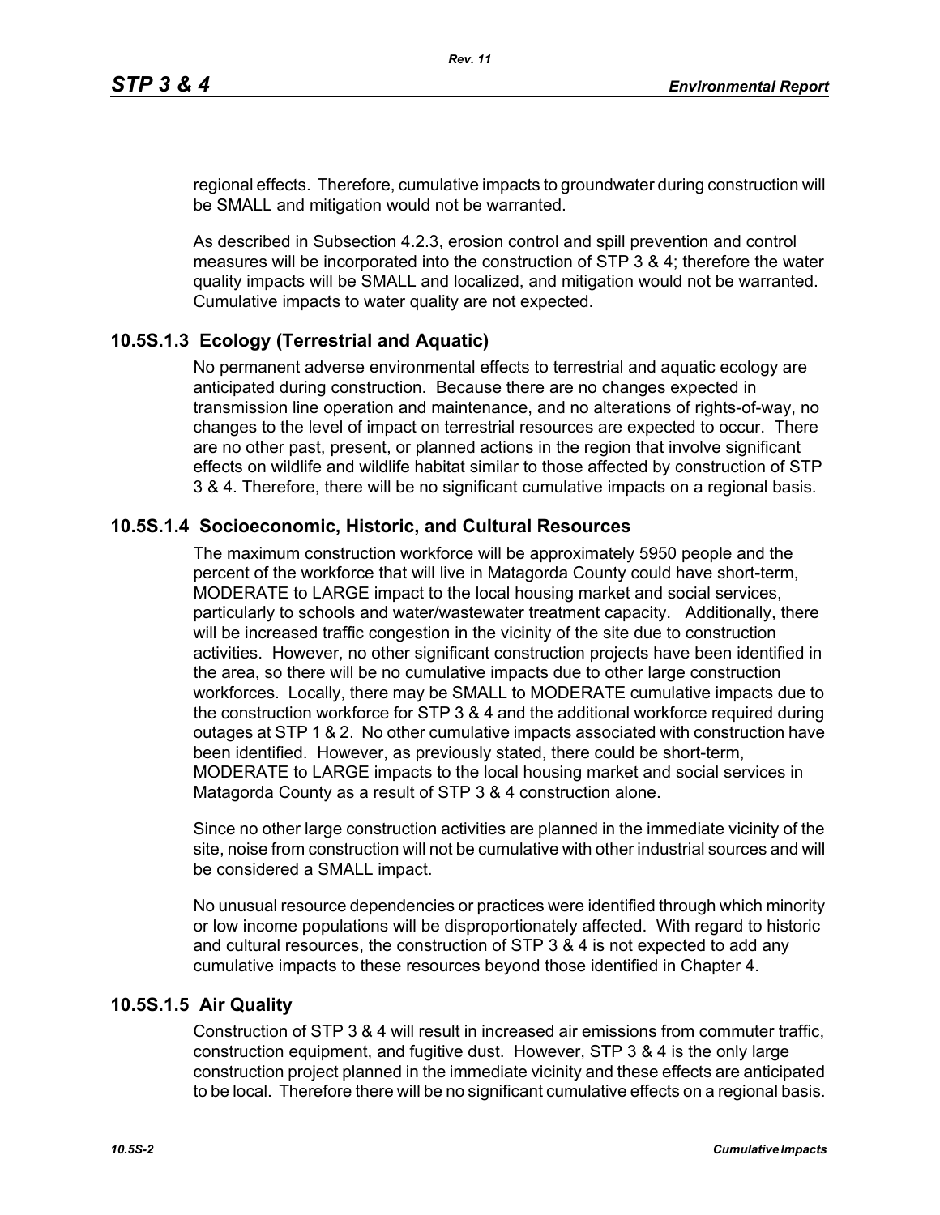regional effects. Therefore, cumulative impacts to groundwater during construction will be SMALL and mitigation would not be warranted.

As described in Subsection 4.2.3, erosion control and spill prevention and control measures will be incorporated into the construction of STP 3 & 4; therefore the water quality impacts will be SMALL and localized, and mitigation would not be warranted. Cumulative impacts to water quality are not expected.

## 10.5S.1.3 Ecology (Terrestrial and Aquatic)

No permanent adverse environmental effects to terrestrial and aquatic ecology are anticipated during construction. Because there are no changes expected in transmission line operation and maintenance, and no alterations of rights-of-way, no changes to the level of impact on terrestrial resources are expected to occur. There are no other past, present, or planned actions in the region that involve significant effects on wildlife and wildlife habitat similar to those affected by construction of STP 3 & 4. Therefore, there will be no significant cumulative impacts on a regional basis.

## 10.5S.1.4 Socioeconomic, Historic, and Cultural Resources

The maximum construction workforce will be approximately 5950 people and the percent of the workforce that will live in Matagorda County could have short-term, MODERATE to LARGE impact to the local housing market and social services, particularly to schools and water/wastewater treatment capacity. Additionally, there will be increased traffic congestion in the vicinity of the site due to construction activities. However, no other significant construction projects have been identified in the area, so there will be no cumulative impacts due to other large construction workforces. Locally, there may be SMALL to MODERATE cumulative impacts due to the construction workforce for STP 3 & 4 and the additional workforce required during outages at STP 1 & 2. No other cumulative impacts associated with construction have been identified. However, as previously stated, there could be short-term, MODERATE to LARGE impacts to the local housing market and social services in Matagorda County as a result of STP 3 & 4 construction alone.

Since no other large construction activities are planned in the immediate vicinity of the site, noise from construction will not be cumulative with other industrial sources and will be considered a SMALL impact.

No unusual resource dependencies or practices were identified through which minority or low income populations will be disproportionately affected. With regard to historic and cultural resources, the construction of STP 3 & 4 is not expected to add any cumulative impacts to these resources beyond those identified in Chapter 4.

## 10.5S.1.5 Air Quality

Construction of STP 3 & 4 will result in increased air emissions from commuter traffic, construction equipment, and fugitive dust. However, STP 3 & 4 is the only large construction project planned in the immediate vicinity and these effects are anticipated to be local. Therefore there will be no significant cumulative effects on a regional basis.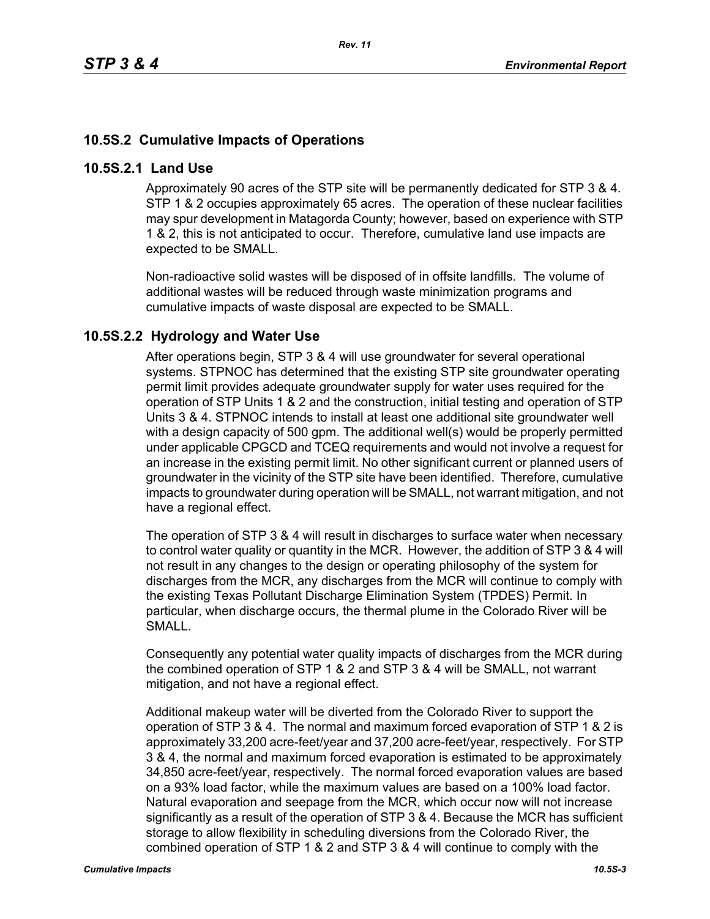## 10.5S.2 Cumulative Impacts of Operations

### 10.5S.2.1 Land Use

Approximately 90 acres of the STP site will be permanently dedicated for STP 3 & 4. STP 1 & 2 occupies approximately 65 acres. The operation of these nuclear facilities may spur development in Matagorda County; however, based on experience with STP 1 & 2, this is not anticipated to occur. Therefore, cumulative land use impacts are expected to be SMALL.

Non-radioactive solid wastes will be disposed of in offsite landfills. The volume of additional wastes will be reduced through waste minimization programs and cumulative impacts of waste disposal are expected to be SMALL.

### 10.5S.2.2 Hydrology and Water Use

After operations begin, STP 3 & 4 will use groundwater for several operational systems. STPNOC has determined that the existing STP site groundwater operating permit limit provides adequate groundwater supply for water uses required for the operation of STP Units 1 & 2 and the construction, initial testing and operation of STP Units 3 & 4. STPNOC intends to install at least one additional site groundwater well with a design capacity of 500 gpm. The additional well(s) would be properly permitted under applicable CPGCD and TCEQ requirements and would not involve a request for an increase in the existing permit limit. No other significant current or planned users of groundwater in the vicinity of the STP site have been identified. Therefore, cumulative impacts to groundwater during operation will be SMALL, not warrant mitigation, and not have a regional effect.

The operation of STP 3 & 4 will result in discharges to surface water when necessary to control water quality or quantity in the MCR. However, the addition of STP 3 & 4 will not result in any changes to the design or operating philosophy of the system for discharges from the MCR, any discharges from the MCR will continue to comply with the existing Texas Pollutant Discharge Elimination System (TPDES) Permit. In particular, when discharge occurs, the thermal plume in the Colorado River will be SMALL.

Consequently any potential water quality impacts of discharges from the MCR during the combined operation of STP 1 & 2 and STP 3 & 4 will be SMALL, not warrant mitigation, and not have a regional effect.

Additional makeup water will be diverted from the Colorado River to support the operation of STP 3 & 4. The normal and maximum forced evaporation of STP 1 & 2 is approximately 33,200 acre-feet/year and 37,200 acre-feet/year, respectively. For STP 3 & 4, the normal and maximum forced evaporation is estimated to be approximately 34,850 acre-feet/year, respectively. The normal forced evaporation values are based on a 93% load factor, while the maximum values are based on a 100% load factor. Natural evaporation and seepage from the MCR, which occur now will not increase significantly as a result of the operation of STP 3 & 4. Because the MCR has sufficient storage to allow flexibility in scheduling diversions from the Colorado River, the combined operation of STP 1 & 2 and STP 3 & 4 will continue to comply with the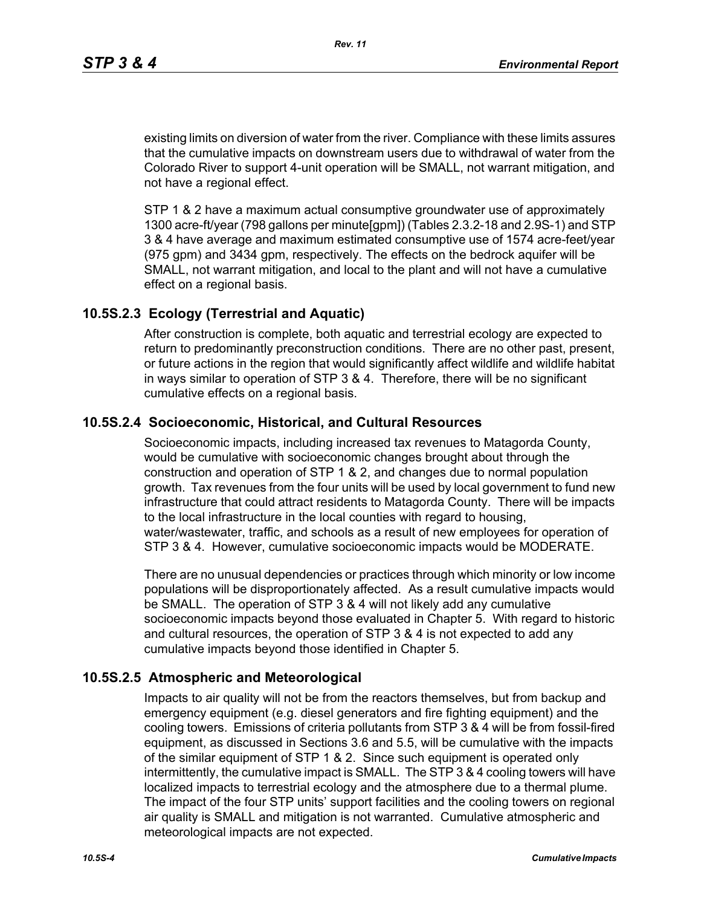existing limits on diversion of water from the river. Compliance with these limits assures that the cumulative impacts on downstream users due to withdrawal of water from the Colorado River to support 4-unit operation will be SMALL, not warrant mitigation, and not have a regional effect.

STP 1 & 2 have a maximum actual consumptive groundwater use of approximately 1300 acre-ft/year (798 gallons per minute[gpm]) (Tables 2.3.2-18 and 2.9S-1) and STP 3 & 4 have average and maximum estimated consumptive use of 1574 acre-feet/year (975 gpm) and 3434 gpm, respectively. The effects on the bedrock aquifer will be SMALL, not warrant mitigation, and local to the plant and will not have a cumulative effect on a regional basis.

## 10.5S.2.3 Ecology (Terrestrial and Aquatic)

After construction is complete, both aquatic and terrestrial ecology are expected to return to predominantly preconstruction conditions. There are no other past, present, or future actions in the region that would significantly affect wildlife and wildlife habitat in ways similar to operation of STP 3 & 4. Therefore, there will be no significant cumulative effects on a regional basis.

## 10.5S.2.4 Socioeconomic, Historical, and Cultural Resources

Socioeconomic impacts, including increased tax revenues to Matagorda County, would be cumulative with socioeconomic changes brought about through the construction and operation of STP 1 & 2, and changes due to normal population growth. Tax revenues from the four units will be used by local government to fund new infrastructure that could attract residents to Matagorda County. There will be impacts to the local infrastructure in the local counties with regard to housing, water/wastewater, traffic, and schools as a result of new employees for operation of STP 3 & 4. However, cumulative socioeconomic impacts would be MODERATE.

There are no unusual dependencies or practices through which minority or low income populations will be disproportionately affected. As a result cumulative impacts would be SMALL. The operation of STP 3 & 4 will not likely add any cumulative socioeconomic impacts beyond those evaluated in Chapter 5. With regard to historic and cultural resources, the operation of STP 3 & 4 is not expected to add any cumulative impacts beyond those identified in Chapter 5.

## 10.5S.2.5 Atmospheric and Meteorological

Impacts to air quality will not be from the reactors themselves, but from backup and emergency equipment (e.g. diesel generators and fire fighting equipment) and the cooling towers. Emissions of criteria pollutants from STP 3 & 4 will be from fossil-fired equipment, as discussed in Sections 3.6 and 5.5, will be cumulative with the impacts of the similar equipment of STP 1 & 2. Since such equipment is operated only intermittently, the cumulative impact is SMALL. The STP 3 & 4 cooling towers will have localized impacts to terrestrial ecology and the atmosphere due to a thermal plume. The impact of the four STP units' support facilities and the cooling towers on regional air quality is SMALL and mitigation is not warranted. Cumulative atmospheric and meteorological impacts are not expected.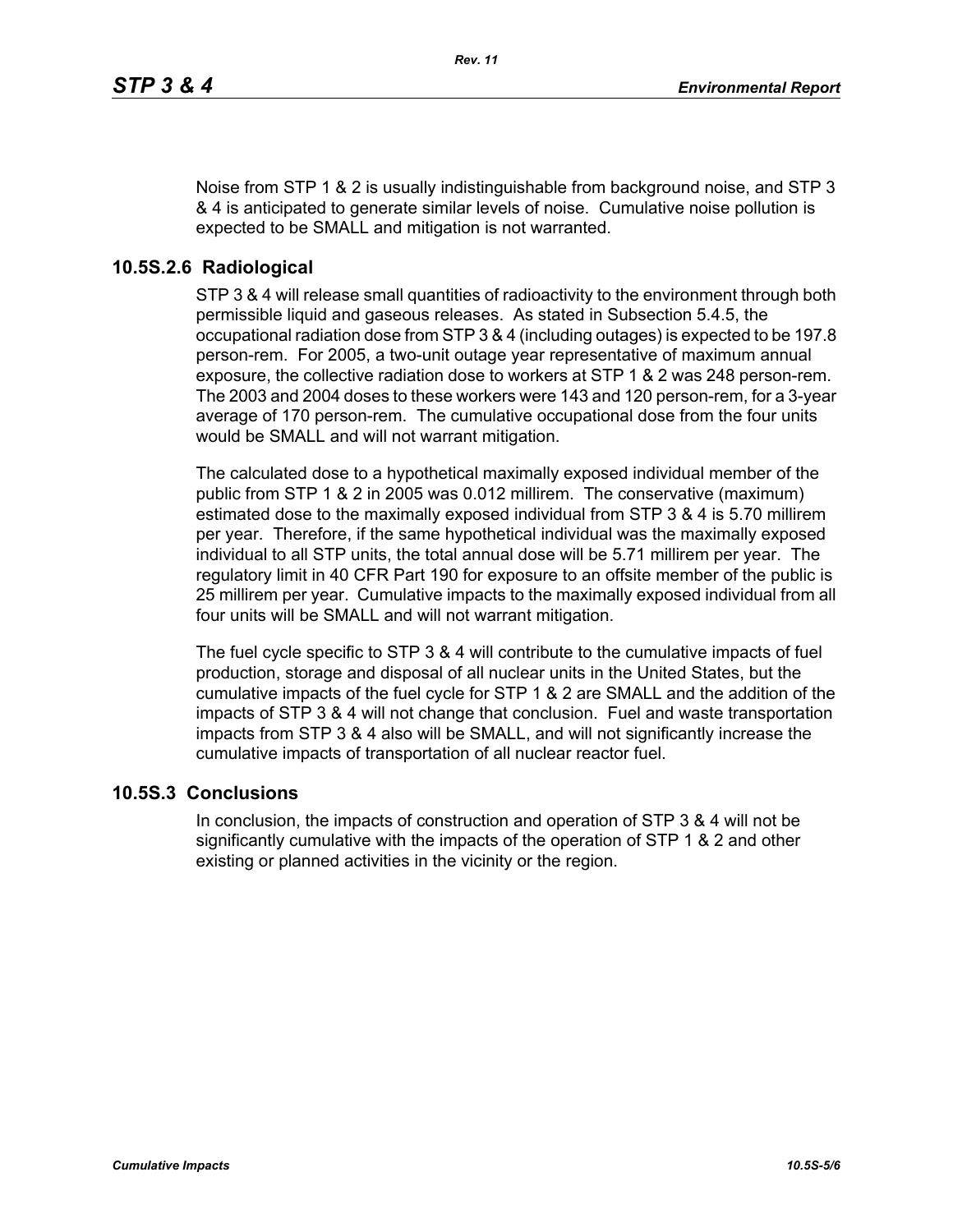Noise from STP 1 & 2 is usually indistinguishable from background noise, and STP 3 & 4 is anticipated to generate similar levels of noise. Cumulative noise pollution is expected to be SMALL and mitigation is not warranted.

### 10.5S.2.6 Radiological

STP 3 & 4 will release small quantities of radioactivity to the environment through both permissible liquid and gaseous releases. As stated in Subsection 5.4.5, the occupational radiation dose from STP 3 & 4 (including outages) is expected to be 197.8 person-rem. For 2005, a two-unit outage year representative of maximum annual exposure, the collective radiation dose to workers at STP 1 & 2 was 248 person-rem. The 2003 and 2004 doses to these workers were 143 and 120 person-rem, for a 3-year average of 170 person-rem. The cumulative occupational dose from the four units would be SMALL and will not warrant mitigation.

The calculated dose to a hypothetical maximally exposed individual member of the public from STP 1 & 2 in 2005 was 0.012 millirem. The conservative (maximum) estimated dose to the maximally exposed individual from STP 3 & 4 is 5.70 millirem per year. Therefore, if the same hypothetical individual was the maximally exposed individual to all STP units, the total annual dose will be 5.71 millirem per year. The regulatory limit in 40 CFR Part 190 for exposure to an offsite member of the public is 25 millirem per year. Cumulative impacts to the maximally exposed individual from all four units will be SMALL and will not warrant mitigation.

The fuel cycle specific to STP 3 & 4 will contribute to the cumulative impacts of fuel production, storage and disposal of all nuclear units in the United States, but the cumulative impacts of the fuel cycle for STP 1 & 2 are SMALL and the addition of the impacts of STP 3 & 4 will not change that conclusion. Fuel and waste transportation impacts from STP 3 & 4 also will be SMALL, and will not significantly increase the cumulative impacts of transportation of all nuclear reactor fuel.

## 10.5S.3 Conclusions

In conclusion, the impacts of construction and operation of STP 3 & 4 will not be significantly cumulative with the impacts of the operation of STP 1 & 2 and other existing or planned activities in the vicinity or the region.